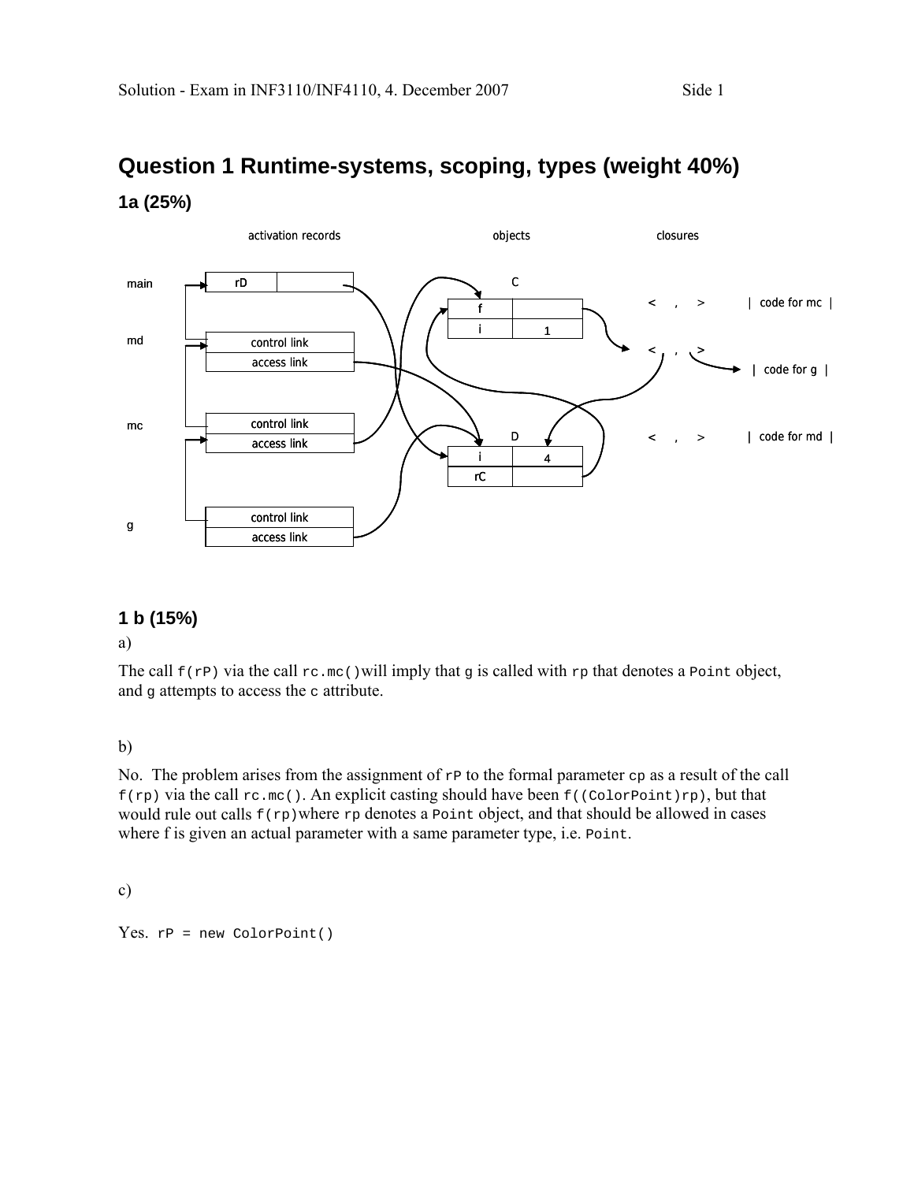# Question 1 Runtime-systems, scoping, types (weight 40%)

## 1a (25%)

activation records | objects | closures

main: rD

md: control link, access link

mc: control link, access link

g: control link, access link

C: f, i = 1

D: i = 4, rC

< , > | code for mc |

< , > | code for g |

< , > | code for md |

## 1 b (15%)

a)

The call `f(rP)` via the call `rc.mc()` will imply that `g` is called with `rp` that denotes a `Point` object, and `g` attempts to access the `c` attribute.

b)

No. The problem arises from the assignment of `rP` to the formal parameter `cp` as a result of the call `f(rp)` via the call `rc.mc()`. An explicit casting should have been `f((ColorPoint)rp)`, but that would rule out calls `f(rp)` where `rp` denotes a `Point` object, and that should be allowed in cases where f is given an actual parameter with a same parameter type, i.e. `Point`.

c)

Yes. `rP = new ColorPoint()`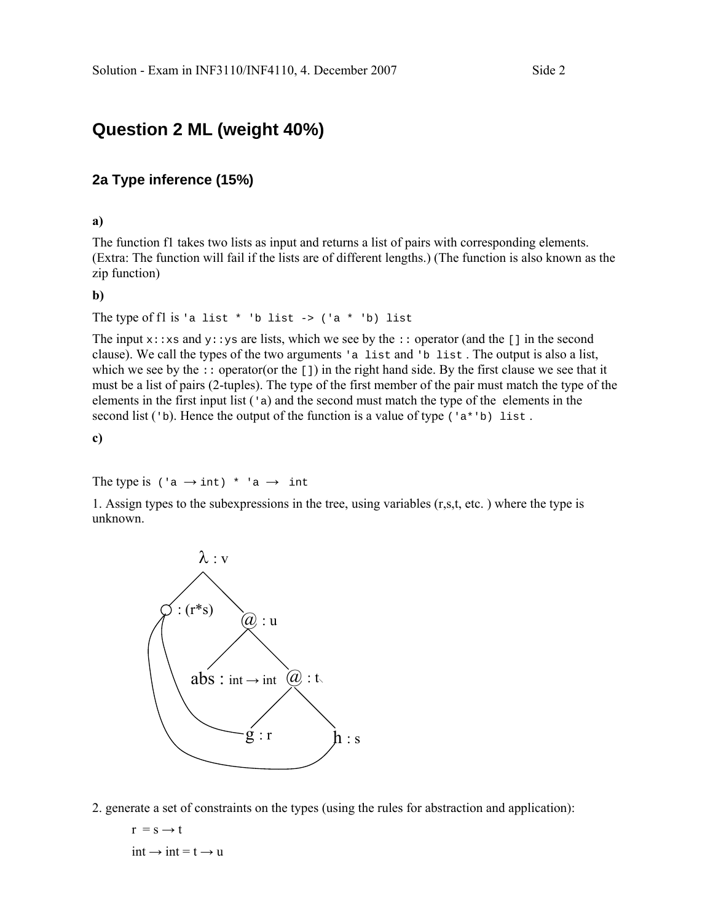## Question 2 ML (weight 40%)

### 2a Type inference (15%)

**a)**

The function f1 takes two lists as input and returns a list of pairs with corresponding elements. (Extra: The function will fail if the lists are of different lengths.) (The function is also known as the zip function)

**b)**

The type of f1 is `'a list * 'b list -> ('a * 'b) list`

The input `x::xs` and `y::ys` are lists, which we see by the `::` operator (and the `[]` in the second clause). We call the types of the two arguments `'a list` and `'b list` . The output is also a list, which we see by the `::` operator(or the `[]`) in the right hand side. By the first clause we see that it must be a list of pairs (2-tuples). The type of the first member of the pair must match the type of the elements in the first input list (`'a`) and the second must match the type of the elements in the second list (`'b`). Hence the output of the function is a value of type `('a*'b) list` .

**c)**

The type is `('a → int) * 'a → int`

1. Assign types to the subexpressions in the tree, using variables (r,s,t, etc. ) where the type is unknown.

```
              λ : v
             /     \
     ○ : (r*s)      @ : u
                   /     \
    abs : int → int       @ : t
                         /     \
                      g : r    h : s
```

2. generate a set of constraints on the types (using the rules for abstraction and application):

$r = s \rightarrow t$

$int \rightarrow int = t \rightarrow u$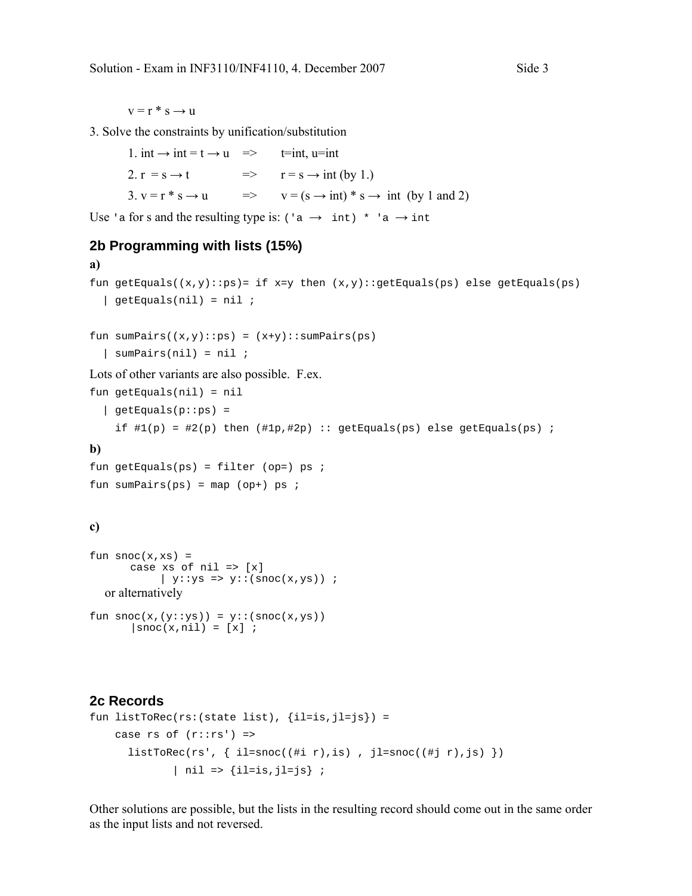$v = r * s \rightarrow u$

3. Solve the constraints by unification/substitution

1. $int \rightarrow int = t \rightarrow u$ => $t = int$, $u = int$
2. $r = s \rightarrow t$ => $r = s \rightarrow int$ (by 1.)
3. $v = r * s \rightarrow u$ => $v = (s \rightarrow int) * s \rightarrow int$ (by 1 and 2)

Use `'a` for s and the resulting type is: `('a → int) * 'a → int`

## 2b Programming with lists (15%)

**a)**

```
fun getEquals((x,y)::ps)= if x=y then (x,y)::getEquals(ps) else getEquals(ps)
  | getEquals(nil) = nil ;

fun sumPairs((x,y)::ps) = (x+y)::sumPairs(ps)
  | sumPairs(nil) = nil ;
```

Lots of other variants are also possible. F.ex.

```
fun getEquals(nil) = nil
  | getEquals(p::ps) =
    if #1(p) = #2(p) then (#1p,#2p) :: getEquals(ps) else getEquals(ps) ;
```

**b)**

```
fun getEquals(ps) = filter (op=) ps ;
fun sumPairs(ps) = map (op+) ps ;
```

**c)**

```
fun snoc(x,xs) =
      case xs of nil => [x]
           | y::ys => y::(snoc(x,ys)) ;
```

or alternatively

```
fun snoc(x,(y::ys)) = y::(snoc(x,ys))
      |snoc(x,nil) = [x] ;
```

## 2c Records

```
fun listToRec(rs:(state list), {il=is,jl=js}) =
    case rs of (r::rs') =>
      listToRec(rs', { il=snoc((#i r),is) , jl=snoc((#j r),js) })
           | nil => {il=is,jl=js} ;
```

Other solutions are possible, but the lists in the resulting record should come out in the same order as the input lists and not reversed.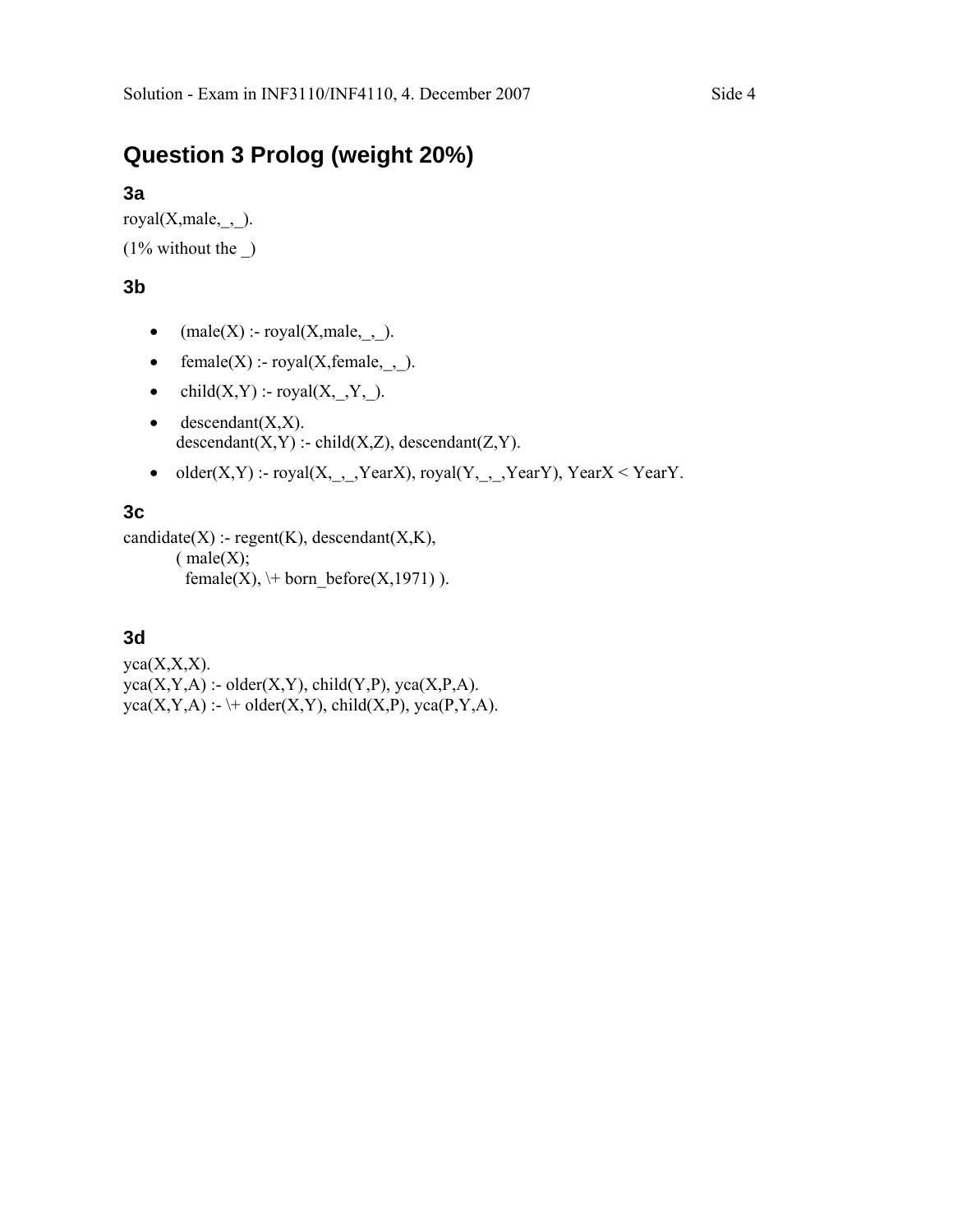## Question 3 Prolog (weight 20%)

### 3a

royal(X,male,_,_).

(1% without the _)

### 3b

- (male(X) :- royal(X,male,_,_).
- female(X) :- royal(X,female,_,_).
- child(X,Y) :- royal(X,_,Y,_).
- descendant(X,X).
  descendant(X,Y) :- child(X,Z), descendant(Z,Y).
- older(X,Y) :- royal(X,_,_,YearX), royal(Y,_,_,YearY), YearX < YearY.

### 3c

```
candidate(X) :- regent(K), descendant(X,K),
        ( male(X);
          female(X), \+ born_before(X,1971) ).
```

### 3d

```
yca(X,X,X).
yca(X,Y,A) :- older(X,Y), child(Y,P), yca(X,P,A).
yca(X,Y,A) :- \+ older(X,Y), child(X,P), yca(P,Y,A).
```